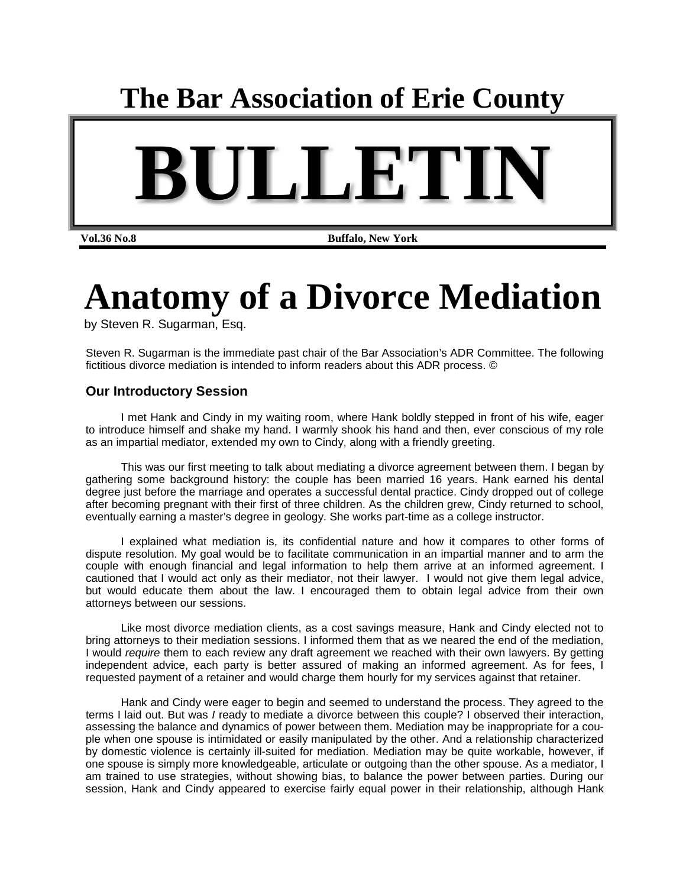# The Bar Association of Erie County

# BULLETIN

**Vol.36 No.8** **Buffalo, New York**

# Anatomy of a Divorce Mediation

by Steven R. Sugarman, Esq.

Steven R. Sugarman is the immediate past chair of the Bar Association's ADR Committee. The following fictitious divorce mediation is intended to inform readers about this ADR process. ©

## Our Introductory Session

I met Hank and Cindy in my waiting room, where Hank boldly stepped in front of his wife, eager to introduce himself and shake my hand. I warmly shook his hand and then, ever conscious of my role as an impartial mediator, extended my own to Cindy, along with a friendly greeting.

This was our first meeting to talk about mediating a divorce agreement between them. I began by gathering some background history: the couple has been married 16 years. Hank earned his dental degree just before the marriage and operates a successful dental practice. Cindy dropped out of college after becoming pregnant with their first of three children. As the children grew, Cindy returned to school, eventually earning a master's degree in geology. She works part-time as a college instructor.

I explained what mediation is, its confidential nature and how it compares to other forms of dispute resolution. My goal would be to facilitate communication in an impartial manner and to arm the couple with enough financial and legal information to help them arrive at an informed agreement. I cautioned that I would act only as their mediator, not their lawyer. I would not give them legal advice, but would educate them about the law. I encouraged them to obtain legal advice from their own attorneys between our sessions.

Like most divorce mediation clients, as a cost savings measure, Hank and Cindy elected not to bring attorneys to their mediation sessions. I informed them that as we neared the end of the mediation, I would *require* them to each review any draft agreement we reached with their own lawyers. By getting independent advice, each party is better assured of making an informed agreement. As for fees, I requested payment of a retainer and would charge them hourly for my services against that retainer.

Hank and Cindy were eager to begin and seemed to understand the process. They agreed to the terms I laid out. But was *I* ready to mediate a divorce between this couple? I observed their interaction, assessing the balance and dynamics of power between them. Mediation may be inappropriate for a couple when one spouse is intimidated or easily manipulated by the other. And a relationship characterized by domestic violence is certainly ill-suited for mediation. Mediation may be quite workable, however, if one spouse is simply more knowledgeable, articulate or outgoing than the other spouse. As a mediator, I am trained to use strategies, without showing bias, to balance the power between parties. During our session, Hank and Cindy appeared to exercise fairly equal power in their relationship, although Hank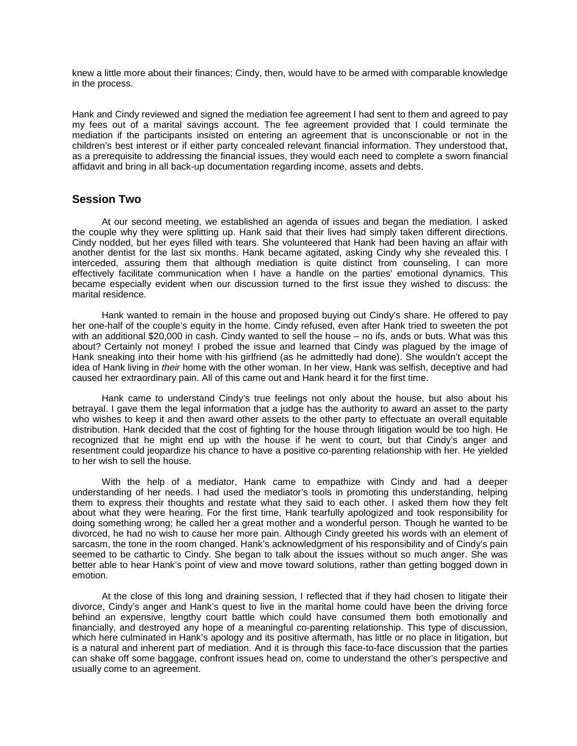knew a little more about their finances; Cindy, then, would have to be armed with comparable knowledge in the process.

Hank and Cindy reviewed and signed the mediation fee agreement I had sent to them and agreed to pay my fees out of a marital savings account. The fee agreement provided that I could terminate the mediation if the participants insisted on entering an agreement that is unconscionable or not in the children's best interest or if either party concealed relevant financial information. They understood that, as a prerequisite to addressing the financial issues, they would each need to complete a sworn financial affidavit and bring in all back-up documentation regarding income, assets and debts.

## Session Two

At our second meeting, we established an agenda of issues and began the mediation. I asked the couple why they were splitting up. Hank said that their lives had simply taken different directions. Cindy nodded, but her eyes filled with tears. She volunteered that Hank had been having an affair with another dentist for the last six months. Hank became agitated, asking Cindy why she revealed this. I interceded, assuring them that although mediation is quite distinct from counseling, I can more effectively facilitate communication when I have a handle on the parties' emotional dynamics. This became especially evident when our discussion turned to the first issue they wished to discuss: the marital residence.

Hank wanted to remain in the house and proposed buying out Cindy's share. He offered to pay her one-half of the couple's equity in the home. Cindy refused, even after Hank tried to sweeten the pot with an additional $20,000 in cash. Cindy wanted to sell the house – no ifs, ands or buts. What was this about? Certainly not money! I probed the issue and learned that Cindy was plagued by the image of Hank sneaking into their home with his girlfriend (as he admittedly had done). She wouldn't accept the idea of Hank living in *their* home with the other woman. In her view, Hank was selfish, deceptive and had caused her extraordinary pain. All of this came out and Hank heard it for the first time.

Hank came to understand Cindy's true feelings not only about the house, but also about his betrayal. I gave them the legal information that a judge has the authority to award an asset to the party who wishes to keep it and then award other assets to the other party to effectuate an overall equitable distribution. Hank decided that the cost of fighting for the house through litigation would be too high. He recognized that he might end up with the house if he went to court, but that Cindy's anger and resentment could jeopardize his chance to have a positive co-parenting relationship with her. He yielded to her wish to sell the house.

With the help of a mediator, Hank came to empathize with Cindy and had a deeper understanding of her needs. I had used the mediator's tools in promoting this understanding, helping them to express their thoughts and restate what they said to each other. I asked them how they felt about what they were hearing. For the first time, Hank tearfully apologized and took responsibility for doing something wrong; he called her a great mother and a wonderful person. Though he wanted to be divorced, he had no wish to cause her more pain. Although Cindy greeted his words with an element of sarcasm, the tone in the room changed. Hank's acknowledgment of his responsibility and of Cindy's pain seemed to be cathartic to Cindy. She began to talk about the issues without so much anger. She was better able to hear Hank's point of view and move toward solutions, rather than getting bogged down in emotion.

At the close of this long and draining session, I reflected that if they had chosen to litigate their divorce, Cindy's anger and Hank's quest to live in the marital home could have been the driving force behind an expensive, lengthy court battle which could have consumed them both emotionally and financially, and destroyed any hope of a meaningful co-parenting relationship. This type of discussion, which here culminated in Hank's apology and its positive aftermath, has little or no place in litigation, but is a natural and inherent part of mediation. And it is through this face-to-face discussion that the parties can shake off some baggage, confront issues head on, come to understand the other's perspective and usually come to an agreement.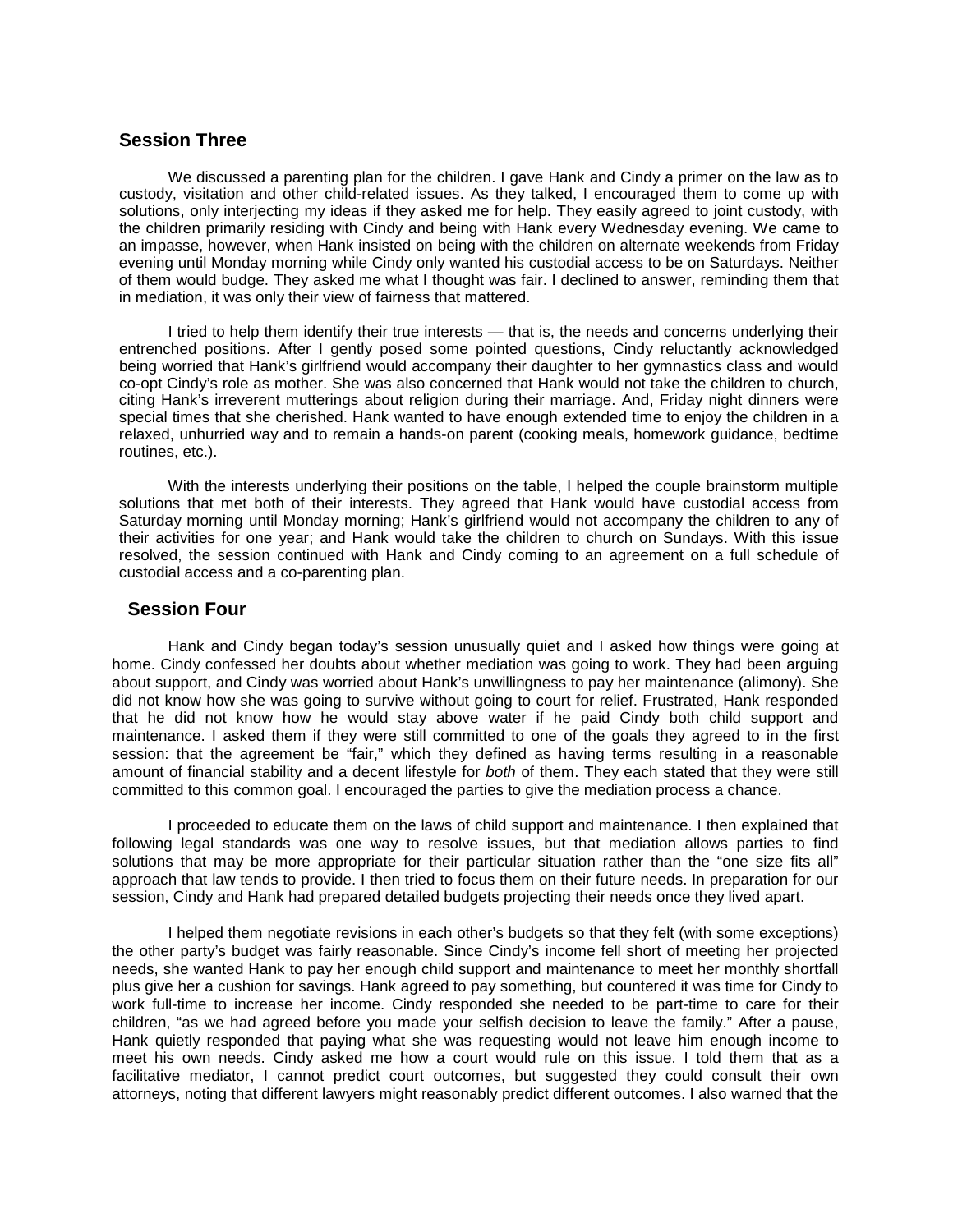## Session Three

We discussed a parenting plan for the children. I gave Hank and Cindy a primer on the law as to custody, visitation and other child-related issues. As they talked, I encouraged them to come up with solutions, only interjecting my ideas if they asked me for help. They easily agreed to joint custody, with the children primarily residing with Cindy and being with Hank every Wednesday evening. We came to an impasse, however, when Hank insisted on being with the children on alternate weekends from Friday evening until Monday morning while Cindy only wanted his custodial access to be on Saturdays. Neither of them would budge. They asked me what I thought was fair. I declined to answer, reminding them that in mediation, it was only their view of fairness that mattered.

I tried to help them identify their true interests — that is, the needs and concerns underlying their entrenched positions. After I gently posed some pointed questions, Cindy reluctantly acknowledged being worried that Hank's girlfriend would accompany their daughter to her gymnastics class and would co-opt Cindy's role as mother. She was also concerned that Hank would not take the children to church, citing Hank's irreverent mutterings about religion during their marriage. And, Friday night dinners were special times that she cherished. Hank wanted to have enough extended time to enjoy the children in a relaxed, unhurried way and to remain a hands-on parent (cooking meals, homework guidance, bedtime routines, etc.).

With the interests underlying their positions on the table, I helped the couple brainstorm multiple solutions that met both of their interests. They agreed that Hank would have custodial access from Saturday morning until Monday morning; Hank's girlfriend would not accompany the children to any of their activities for one year; and Hank would take the children to church on Sundays. With this issue resolved, the session continued with Hank and Cindy coming to an agreement on a full schedule of custodial access and a co-parenting plan.

## Session Four

Hank and Cindy began today's session unusually quiet and I asked how things were going at home. Cindy confessed her doubts about whether mediation was going to work. They had been arguing about support, and Cindy was worried about Hank's unwillingness to pay her maintenance (alimony). She did not know how she was going to survive without going to court for relief. Frustrated, Hank responded that he did not know how he would stay above water if he paid Cindy both child support and maintenance. I asked them if they were still committed to one of the goals they agreed to in the first session: that the agreement be "fair," which they defined as having terms resulting in a reasonable amount of financial stability and a decent lifestyle for *both* of them. They each stated that they were still committed to this common goal. I encouraged the parties to give the mediation process a chance.

I proceeded to educate them on the laws of child support and maintenance. I then explained that following legal standards was one way to resolve issues, but that mediation allows parties to find solutions that may be more appropriate for their particular situation rather than the "one size fits all" approach that law tends to provide. I then tried to focus them on their future needs. In preparation for our session, Cindy and Hank had prepared detailed budgets projecting their needs once they lived apart.

I helped them negotiate revisions in each other's budgets so that they felt (with some exceptions) the other party's budget was fairly reasonable. Since Cindy's income fell short of meeting her projected needs, she wanted Hank to pay her enough child support and maintenance to meet her monthly shortfall plus give her a cushion for savings. Hank agreed to pay something, but countered it was time for Cindy to work full-time to increase her income. Cindy responded she needed to be part-time to care for their children, "as we had agreed before you made your selfish decision to leave the family." After a pause, Hank quietly responded that paying what she was requesting would not leave him enough income to meet his own needs. Cindy asked me how a court would rule on this issue. I told them that as a facilitative mediator, I cannot predict court outcomes, but suggested they could consult their own attorneys, noting that different lawyers might reasonably predict different outcomes. I also warned that the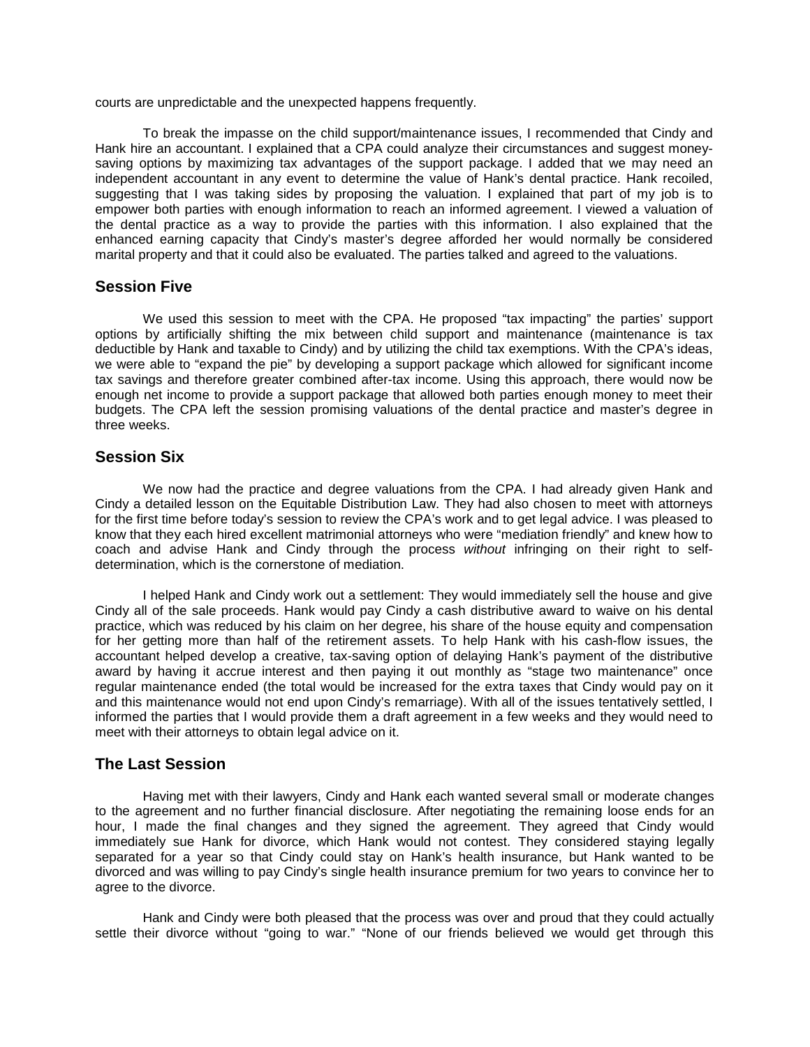courts are unpredictable and the unexpected happens frequently.

To break the impasse on the child support/maintenance issues, I recommended that Cindy and Hank hire an accountant. I explained that a CPA could analyze their circumstances and suggest money-saving options by maximizing tax advantages of the support package. I added that we may need an independent accountant in any event to determine the value of Hank's dental practice. Hank recoiled, suggesting that I was taking sides by proposing the valuation. I explained that part of my job is to empower both parties with enough information to reach an informed agreement. I viewed a valuation of the dental practice as a way to provide the parties with this information. I also explained that the enhanced earning capacity that Cindy's master's degree afforded her would normally be considered marital property and that it could also be evaluated. The parties talked and agreed to the valuations.

## Session Five

We used this session to meet with the CPA. He proposed "tax impacting" the parties' support options by artificially shifting the mix between child support and maintenance (maintenance is tax deductible by Hank and taxable to Cindy) and by utilizing the child tax exemptions. With the CPA's ideas, we were able to "expand the pie" by developing a support package which allowed for significant income tax savings and therefore greater combined after-tax income. Using this approach, there would now be enough net income to provide a support package that allowed both parties enough money to meet their budgets. The CPA left the session promising valuations of the dental practice and master's degree in three weeks.

## Session Six

We now had the practice and degree valuations from the CPA. I had already given Hank and Cindy a detailed lesson on the Equitable Distribution Law. They had also chosen to meet with attorneys for the first time before today's session to review the CPA's work and to get legal advice. I was pleased to know that they each hired excellent matrimonial attorneys who were "mediation friendly" and knew how to coach and advise Hank and Cindy through the process *without* infringing on their right to self-determination, which is the cornerstone of mediation.

I helped Hank and Cindy work out a settlement: They would immediately sell the house and give Cindy all of the sale proceeds. Hank would pay Cindy a cash distributive award to waive on his dental practice, which was reduced by his claim on her degree, his share of the house equity and compensation for her getting more than half of the retirement assets. To help Hank with his cash-flow issues, the accountant helped develop a creative, tax-saving option of delaying Hank's payment of the distributive award by having it accrue interest and then paying it out monthly as "stage two maintenance" once regular maintenance ended (the total would be increased for the extra taxes that Cindy would pay on it and this maintenance would not end upon Cindy's remarriage). With all of the issues tentatively settled, I informed the parties that I would provide them a draft agreement in a few weeks and they would need to meet with their attorneys to obtain legal advice on it.

## The Last Session

Having met with their lawyers, Cindy and Hank each wanted several small or moderate changes to the agreement and no further financial disclosure. After negotiating the remaining loose ends for an hour, I made the final changes and they signed the agreement. They agreed that Cindy would immediately sue Hank for divorce, which Hank would not contest. They considered staying legally separated for a year so that Cindy could stay on Hank's health insurance, but Hank wanted to be divorced and was willing to pay Cindy's single health insurance premium for two years to convince her to agree to the divorce.

Hank and Cindy were both pleased that the process was over and proud that they could actually settle their divorce without "going to war." "None of our friends believed we would get through this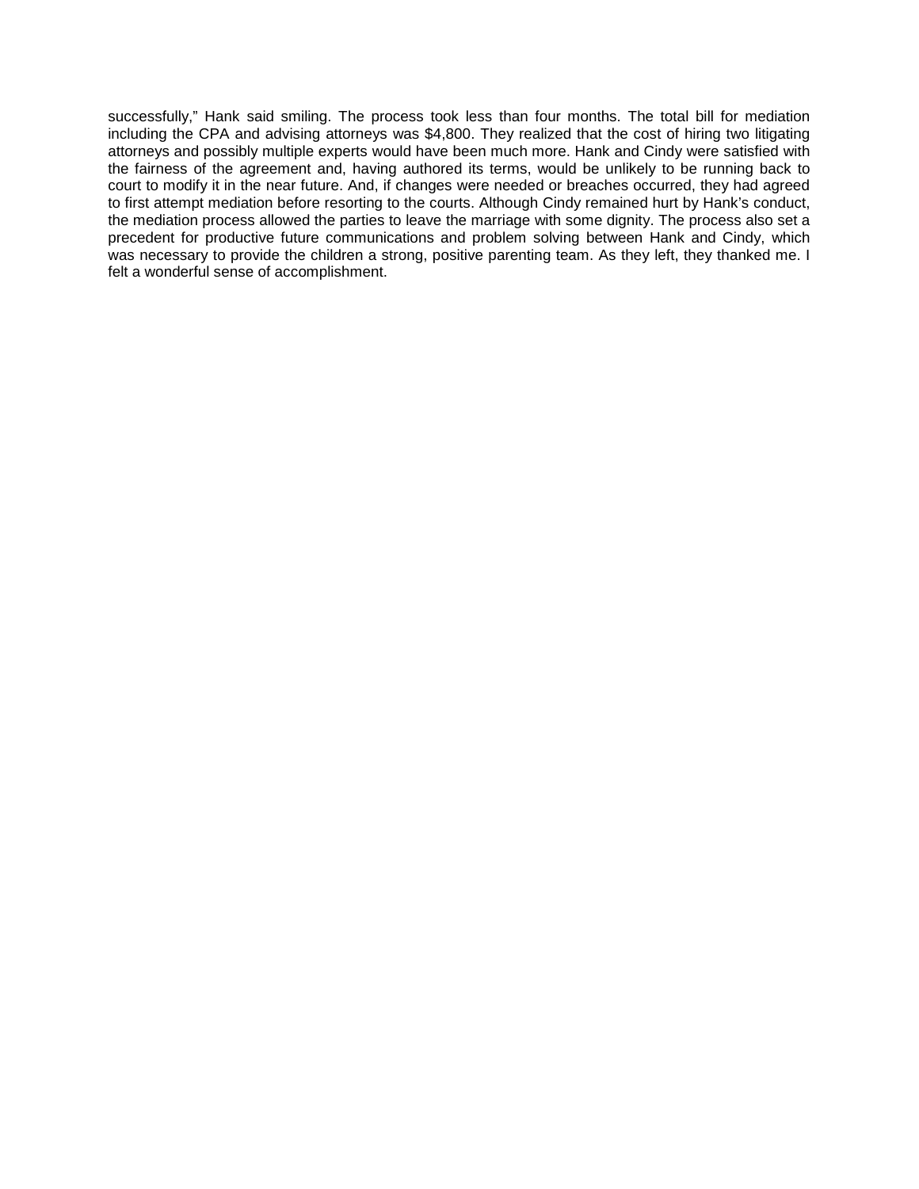successfully," Hank said smiling. The process took less than four months. The total bill for mediation including the CPA and advising attorneys was $4,800. They realized that the cost of hiring two litigating attorneys and possibly multiple experts would have been much more. Hank and Cindy were satisfied with the fairness of the agreement and, having authored its terms, would be unlikely to be running back to court to modify it in the near future. And, if changes were needed or breaches occurred, they had agreed to first attempt mediation before resorting to the courts. Although Cindy remained hurt by Hank's conduct, the mediation process allowed the parties to leave the marriage with some dignity. The process also set a precedent for productive future communications and problem solving between Hank and Cindy, which was necessary to provide the children a strong, positive parenting team. As they left, they thanked me. I felt a wonderful sense of accomplishment.